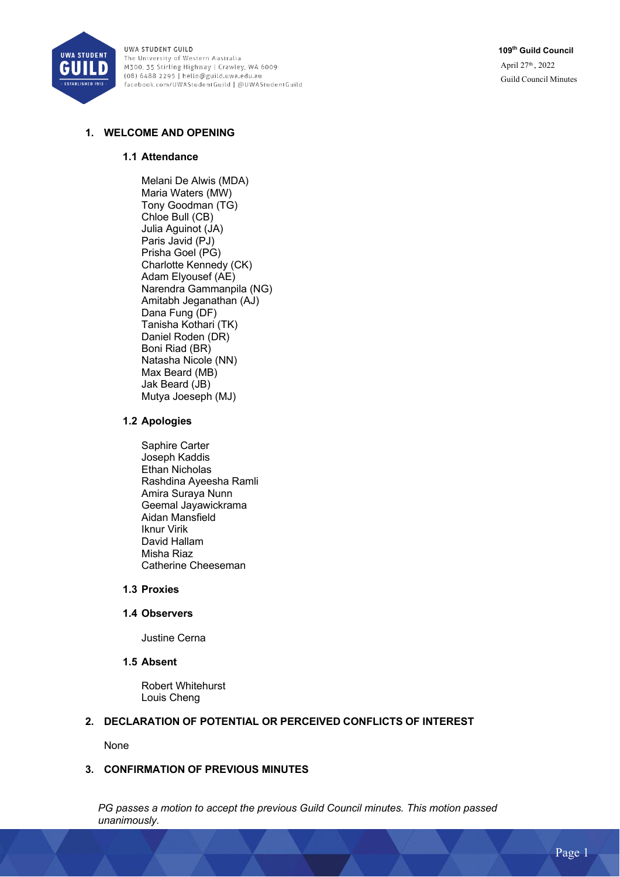UWA STUDENT GUILD
The University of Western Australia
M300, 35 Stirling Highway | Crawley, WA 6009
(08) 6488 2295 | hello@guild.uwa.edu.au
facebook.com/UWAStudentGuild | @UWAStudentGuild

**109th Guild Council**
April 27th, 2022
Guild Council Minutes

## 1. WELCOME AND OPENING

### 1.1 Attendance

Melani De Alwis (MDA)
Maria Waters (MW)
Tony Goodman (TG)
Chloe Bull (CB)
Julia Aguinot (JA)
Paris Javid (PJ)
Prisha Goel (PG)
Charlotte Kennedy (CK)
Adam Elyousef (AE)
Narendra Gammanpila (NG)
Amitabh Jeganathan (AJ)
Dana Fung (DF)
Tanisha Kothari (TK)
Daniel Roden (DR)
Boni Riad (BR)
Natasha Nicole (NN)
Max Beard (MB)
Jak Beard (JB)
Mutya Joeseph (MJ)

### 1.2 Apologies

Saphire Carter
Joseph Kaddis
Ethan Nicholas
Rashdina Ayeesha Ramli
Amira Suraya Nunn
Geemal Jayawickrama
Aidan Mansfield
Iknur Virik
David Hallam
Misha Riaz
Catherine Cheeseman

### 1.3 Proxies

### 1.4 Observers

Justine Cerna

### 1.5 Absent

Robert Whitehurst
Louis Cheng

## 2. DECLARATION OF POTENTIAL OR PERCEIVED CONFLICTS OF INTEREST

None

## 3. CONFIRMATION OF PREVIOUS MINUTES

*PG passes a motion to accept the previous Guild Council minutes. This motion passed unanimously.*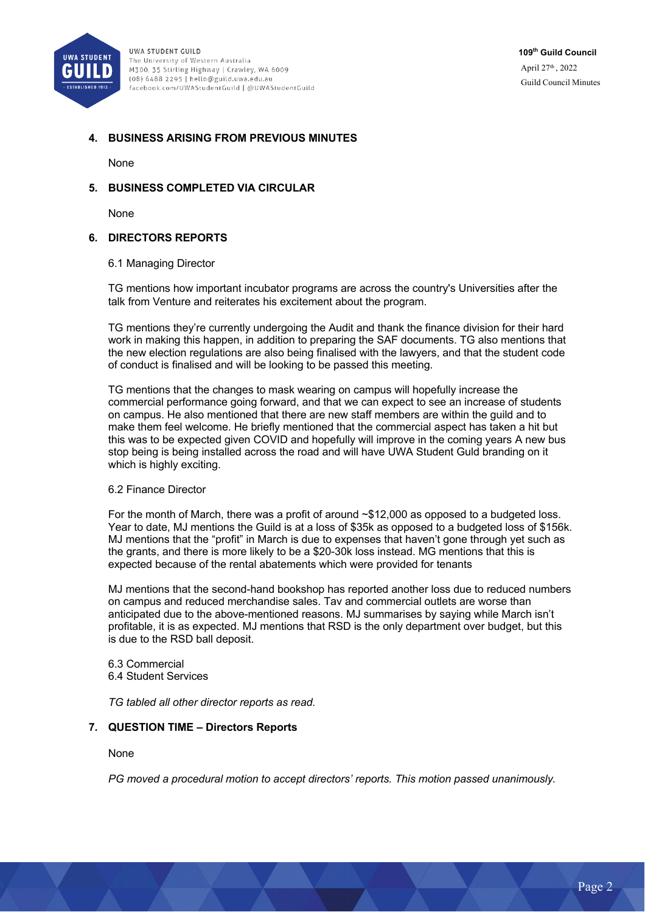## 4. BUSINESS ARISING FROM PREVIOUS MINUTES

None

## 5. BUSINESS COMPLETED VIA CIRCULAR

None

## 6. DIRECTORS REPORTS

6.1 Managing Director

TG mentions how important incubator programs are across the country's Universities after the talk from Venture and reiterates his excitement about the program.

TG mentions they're currently undergoing the Audit and thank the finance division for their hard work in making this happen, in addition to preparing the SAF documents. TG also mentions that the new election regulations are also being finalised with the lawyers, and that the student code of conduct is finalised and will be looking to be passed this meeting.

TG mentions that the changes to mask wearing on campus will hopefully increase the commercial performance going forward, and that we can expect to see an increase of students on campus. He also mentioned that there are new staff members are within the guild and to make them feel welcome. He briefly mentioned that the commercial aspect has taken a hit but this was to be expected given COVID and hopefully will improve in the coming years A new bus stop being is being installed across the road and will have UWA Student Guld branding on it which is highly exciting.

6.2 Finance Director

For the month of March, there was a profit of around ~$12,000 as opposed to a budgeted loss. Year to date, MJ mentions the Guild is at a loss of $35k as opposed to a budgeted loss of $156k. MJ mentions that the "profit" in March is due to expenses that haven't gone through yet such as the grants, and there is more likely to be a $20-30k loss instead. MG mentions that this is expected because of the rental abatements which were provided for tenants

MJ mentions that the second-hand bookshop has reported another loss due to reduced numbers on campus and reduced merchandise sales. Tav and commercial outlets are worse than anticipated due to the above-mentioned reasons. MJ summarises by saying while March isn't profitable, it is as expected. MJ mentions that RSD is the only department over budget, but this is due to the RSD ball deposit.

6.3 Commercial
6.4 Student Services

*TG tabled all other director reports as read.*

## 7. QUESTION TIME – Directors Reports

None

*PG moved a procedural motion to accept directors' reports. This motion passed unanimously.*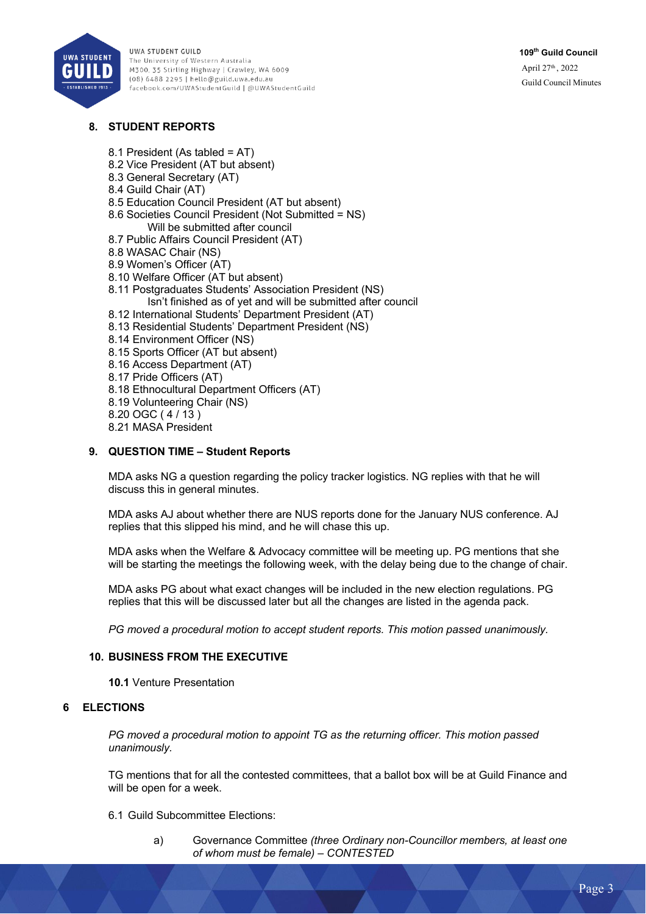## 8. STUDENT REPORTS

8.1 President (As tabled = AT)
8.2 Vice President (AT but absent)
8.3 General Secretary (AT)
8.4 Guild Chair (AT)
8.5 Education Council President (AT but absent)
8.6 Societies Council President (Not Submitted = NS)
    Will be submitted after council
8.7 Public Affairs Council President (AT)
8.8 WASAC Chair (NS)
8.9 Women's Officer (AT)
8.10 Welfare Officer (AT but absent)
8.11 Postgraduates Students' Association President (NS)
    Isn't finished as of yet and will be submitted after council
8.12 International Students' Department President (AT)
8.13 Residential Students' Department President (NS)
8.14 Environment Officer (NS)
8.15 Sports Officer (AT but absent)
8.16 Access Department (AT)
8.17 Pride Officers (AT)
8.18 Ethnocultural Department Officers (AT)
8.19 Volunteering Chair (NS)
8.20 OGC ( 4 / 13 )
8.21 MASA President

## 9. QUESTION TIME – Student Reports

MDA asks NG a question regarding the policy tracker logistics. NG replies with that he will discuss this in general minutes.

MDA asks AJ about whether there are NUS reports done for the January NUS conference. AJ replies that this slipped his mind, and he will chase this up.

MDA asks when the Welfare & Advocacy committee will be meeting up. PG mentions that she will be starting the meetings the following week, with the delay being due to the change of chair.

MDA asks PG about what exact changes will be included in the new election regulations. PG replies that this will be discussed later but all the changes are listed in the agenda pack.

*PG moved a procedural motion to accept student reports. This motion passed unanimously.*

## 10. BUSINESS FROM THE EXECUTIVE

**10.1** Venture Presentation

## 6 ELECTIONS

*PG moved a procedural motion to appoint TG as the returning officer. This motion passed unanimously.*

TG mentions that for all the contested committees, that a ballot box will be at Guild Finance and will be open for a week.

6.1 Guild Subcommittee Elections:

a) Governance Committee *(three Ordinary non-Councillor members, at least one of whom must be female) – CONTESTED*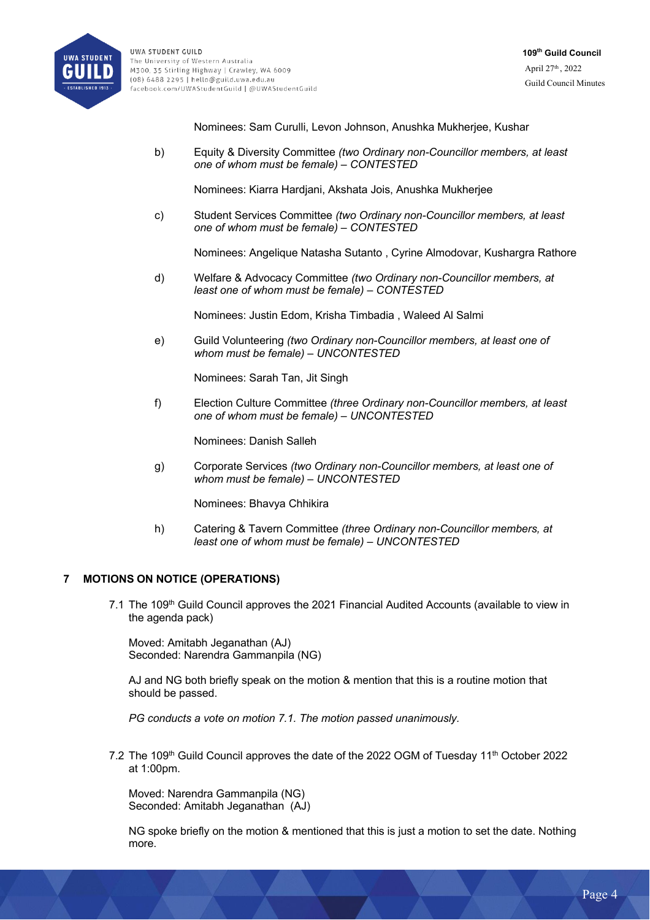Nominees: Sam Curulli, Levon Johnson, Anushka Mukherjee, Kushar

b) Equity & Diversity Committee *(two Ordinary non-Councillor members, at least one of whom must be female) – CONTESTED*

Nominees: Kiarra Hardjani, Akshata Jois, Anushka Mukherjee

c) Student Services Committee *(two Ordinary non-Councillor members, at least one of whom must be female) – CONTESTED*

Nominees: Angelique Natasha Sutanto , Cyrine Almodovar, Kushargra Rathore

d) Welfare & Advocacy Committee *(two Ordinary non-Councillor members, at least one of whom must be female) – CONTESTED*

Nominees: Justin Edom, Krisha Timbadia , Waleed Al Salmi

e) Guild Volunteering *(two Ordinary non-Councillor members, at least one of whom must be female) – UNCONTESTED*

Nominees: Sarah Tan, Jit Singh

f) Election Culture Committee *(three Ordinary non-Councillor members, at least one of whom must be female) – UNCONTESTED*

Nominees: Danish Salleh

g) Corporate Services *(two Ordinary non-Councillor members, at least one of whom must be female) – UNCONTESTED*

Nominees: Bhavya Chhikira

h) Catering & Tavern Committee *(three Ordinary non-Councillor members, at least one of whom must be female) – UNCONTESTED*

## 7 MOTIONS ON NOTICE (OPERATIONS)

7.1 The 109th Guild Council approves the 2021 Financial Audited Accounts (available to view in the agenda pack)

Moved: Amitabh Jeganathan (AJ)
Seconded: Narendra Gammanpila (NG)

AJ and NG both briefly speak on the motion & mention that this is a routine motion that should be passed.

*PG conducts a vote on motion 7.1. The motion passed unanimously.*

7.2 The 109th Guild Council approves the date of the 2022 OGM of Tuesday 11th October 2022 at 1:00pm.

Moved: Narendra Gammanpila (NG)
Seconded: Amitabh Jeganathan (AJ)

NG spoke briefly on the motion & mentioned that this is just a motion to set the date. Nothing more.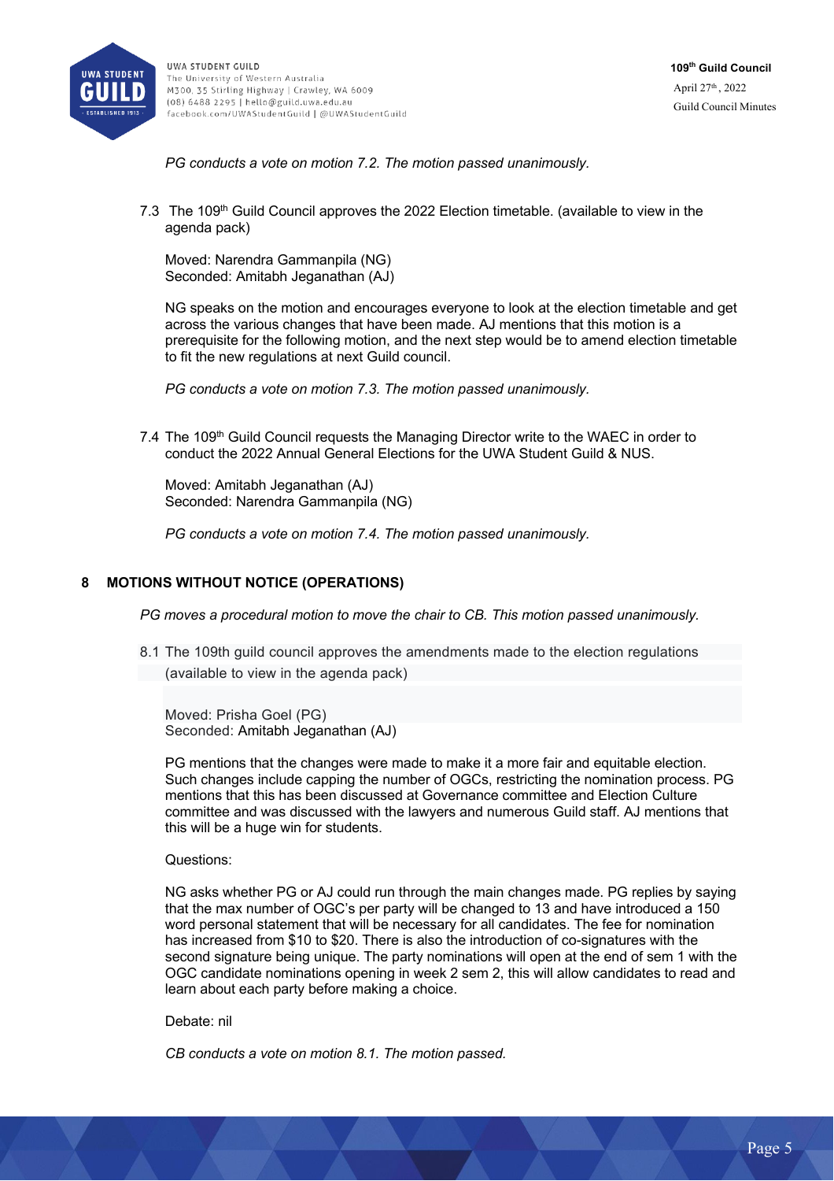*PG conducts a vote on motion 7.2. The motion passed unanimously.*

7.3 The 109th Guild Council approves the 2022 Election timetable. (available to view in the agenda pack)

Moved: Narendra Gammanpila (NG)
Seconded: Amitabh Jeganathan (AJ)

NG speaks on the motion and encourages everyone to look at the election timetable and get across the various changes that have been made. AJ mentions that this motion is a prerequisite for the following motion, and the next step would be to amend election timetable to fit the new regulations at next Guild council.

*PG conducts a vote on motion 7.3. The motion passed unanimously.*

7.4 The 109th Guild Council requests the Managing Director write to the WAEC in order to conduct the 2022 Annual General Elections for the UWA Student Guild & NUS.

Moved: Amitabh Jeganathan (AJ)
Seconded: Narendra Gammanpila (NG)

*PG conducts a vote on motion 7.4. The motion passed unanimously.*

## 8 MOTIONS WITHOUT NOTICE (OPERATIONS)

*PG moves a procedural motion to move the chair to CB. This motion passed unanimously.*

8.1 The 109th guild council approves the amendments made to the election regulations (available to view in the agenda pack)

Moved: Prisha Goel (PG)
Seconded: Amitabh Jeganathan (AJ)

PG mentions that the changes were made to make it a more fair and equitable election. Such changes include capping the number of OGCs, restricting the nomination process. PG mentions that this has been discussed at Governance committee and Election Culture committee and was discussed with the lawyers and numerous Guild staff. AJ mentions that this will be a huge win for students.

Questions:

NG asks whether PG or AJ could run through the main changes made. PG replies by saying that the max number of OGC's per party will be changed to 13 and have introduced a 150 word personal statement that will be necessary for all candidates. The fee for nomination has increased from $10 to $20. There is also the introduction of co-signatures with the second signature being unique. The party nominations will open at the end of sem 1 with the OGC candidate nominations opening in week 2 sem 2, this will allow candidates to read and learn about each party before making a choice.

Debate: nil

*CB conducts a vote on motion 8.1. The motion passed.*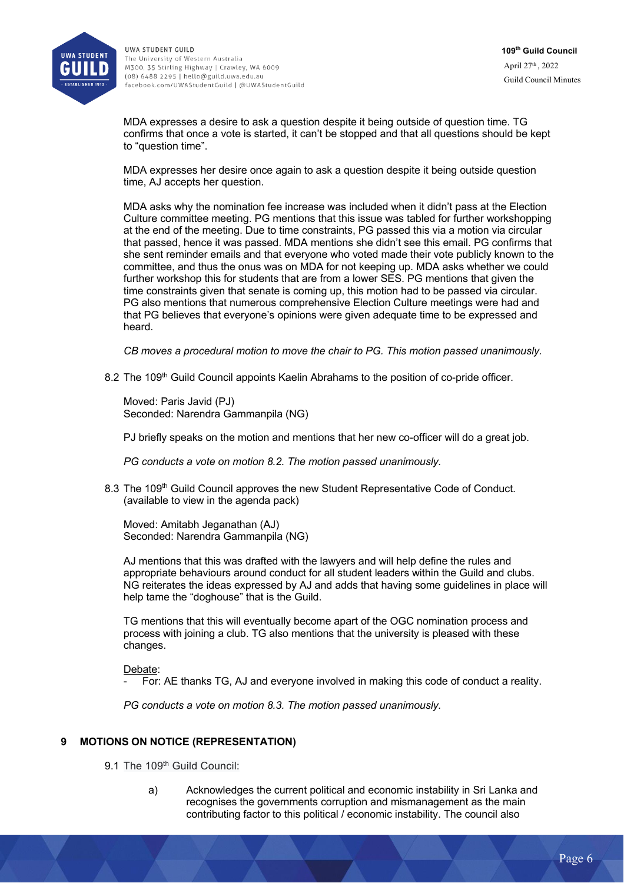MDA expresses a desire to ask a question despite it being outside of question time. TG confirms that once a vote is started, it can't be stopped and that all questions should be kept to "question time".

MDA expresses her desire once again to ask a question despite it being outside question time, AJ accepts her question.

MDA asks why the nomination fee increase was included when it didn't pass at the Election Culture committee meeting. PG mentions that this issue was tabled for further workshopping at the end of the meeting. Due to time constraints, PG passed this via a motion via circular that passed, hence it was passed. MDA mentions she didn't see this email. PG confirms that she sent reminder emails and that everyone who voted made their vote publicly known to the committee, and thus the onus was on MDA for not keeping up. MDA asks whether we could further workshop this for students that are from a lower SES. PG mentions that given the time constraints given that senate is coming up, this motion had to be passed via circular. PG also mentions that numerous comprehensive Election Culture meetings were had and that PG believes that everyone's opinions were given adequate time to be expressed and heard.

*CB moves a procedural motion to move the chair to PG. This motion passed unanimously.*

8.2 The 109th Guild Council appoints Kaelin Abrahams to the position of co-pride officer.

Moved: Paris Javid (PJ)
Seconded: Narendra Gammanpila (NG)

PJ briefly speaks on the motion and mentions that her new co-officer will do a great job.

*PG conducts a vote on motion 8.2. The motion passed unanimously.*

8.3 The 109th Guild Council approves the new Student Representative Code of Conduct. (available to view in the agenda pack)

Moved: Amitabh Jeganathan (AJ)
Seconded: Narendra Gammanpila (NG)

AJ mentions that this was drafted with the lawyers and will help define the rules and appropriate behaviours around conduct for all student leaders within the Guild and clubs. NG reiterates the ideas expressed by AJ and adds that having some guidelines in place will help tame the "doghouse" that is the Guild.

TG mentions that this will eventually become apart of the OGC nomination process and process with joining a club. TG also mentions that the university is pleased with these changes.

Debate:

- For: AE thanks TG, AJ and everyone involved in making this code of conduct a reality.

*PG conducts a vote on motion 8.3. The motion passed unanimously.*

## 9 MOTIONS ON NOTICE (REPRESENTATION)

9.1 The 109th Guild Council:

a) Acknowledges the current political and economic instability in Sri Lanka and recognises the governments corruption and mismanagement as the main contributing factor to this political / economic instability. The council also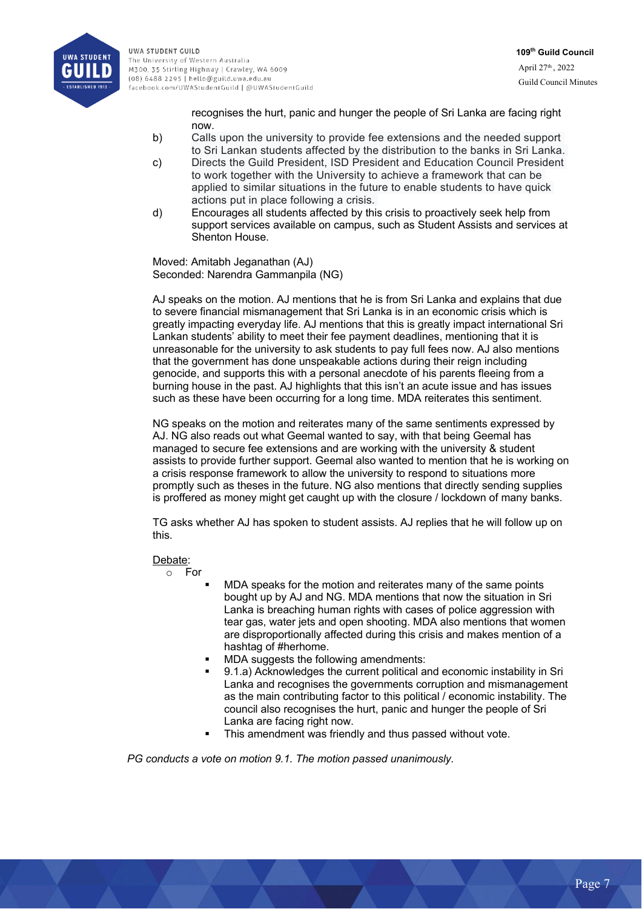recognises the hurt, panic and hunger the people of Sri Lanka are facing right now.

b) Calls upon the university to provide fee extensions and the needed support to Sri Lankan students affected by the distribution to the banks in Sri Lanka.

c) Directs the Guild President, ISD President and Education Council President to work together with the University to achieve a framework that can be applied to similar situations in the future to enable students to have quick actions put in place following a crisis.

d) Encourages all students affected by this crisis to proactively seek help from support services available on campus, such as Student Assists and services at Shenton House.

Moved: Amitabh Jeganathan (AJ)
Seconded: Narendra Gammanpila (NG)

AJ speaks on the motion. AJ mentions that he is from Sri Lanka and explains that due to severe financial mismanagement that Sri Lanka is in an economic crisis which is greatly impacting everyday life. AJ mentions that this is greatly impact international Sri Lankan students' ability to meet their fee payment deadlines, mentioning that it is unreasonable for the university to ask students to pay full fees now. AJ also mentions that the government has done unspeakable actions during their reign including genocide, and supports this with a personal anecdote of his parents fleeing from a burning house in the past. AJ highlights that this isn't an acute issue and has issues such as these have been occurring for a long time. MDA reiterates this sentiment.

NG speaks on the motion and reiterates many of the same sentiments expressed by AJ. NG also reads out what Geemal wanted to say, with that being Geemal has managed to secure fee extensions and are working with the university & student assists to provide further support. Geemal also wanted to mention that he is working on a crisis response framework to allow the university to respond to situations more promptly such as theses in the future. NG also mentions that directly sending supplies is proffered as money might get caught up with the closure / lockdown of many banks.

TG asks whether AJ has spoken to student assists. AJ replies that he will follow up on this.

Debate:

- For
  - MDA speaks for the motion and reiterates many of the same points bought up by AJ and NG. MDA mentions that now the situation in Sri Lanka is breaching human rights with cases of police aggression with tear gas, water jets and open shooting. MDA also mentions that women are disproportionally affected during this crisis and makes mention of a hashtag of #herhome.
  - MDA suggests the following amendments:
  - 9.1.a) Acknowledges the current political and economic instability in Sri Lanka and recognises the governments corruption and mismanagement as the main contributing factor to this political / economic instability. The council also recognises the hurt, panic and hunger the people of Sri Lanka are facing right now.
  - This amendment was friendly and thus passed without vote.

*PG conducts a vote on motion 9.1. The motion passed unanimously.*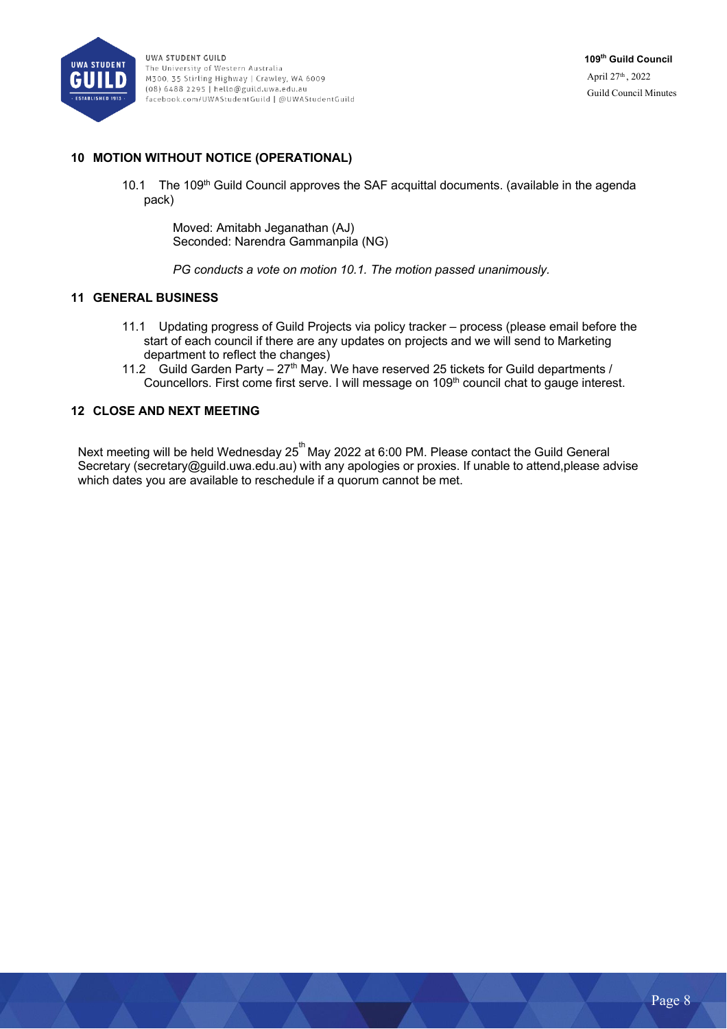## 10 MOTION WITHOUT NOTICE (OPERATIONAL)

10.1 The 109th Guild Council approves the SAF acquittal documents. (available in the agenda pack)

Moved: Amitabh Jeganathan (AJ)
Seconded: Narendra Gammanpila (NG)

*PG conducts a vote on motion 10.1. The motion passed unanimously.*

## 11 GENERAL BUSINESS

11.1 Updating progress of Guild Projects via policy tracker – process (please email before the start of each council if there are any updates on projects and we will send to Marketing department to reflect the changes)

11.2 Guild Garden Party – 27th May. We have reserved 25 tickets for Guild departments / Councellors. First come first serve. I will message on 109th council chat to gauge interest.

## 12 CLOSE AND NEXT MEETING

Next meeting will be held Wednesday 25th May 2022 at 6:00 PM. Please contact the Guild General Secretary (secretary@guild.uwa.edu.au) with any apologies or proxies. If unable to attend,please advise which dates you are available to reschedule if a quorum cannot be met.